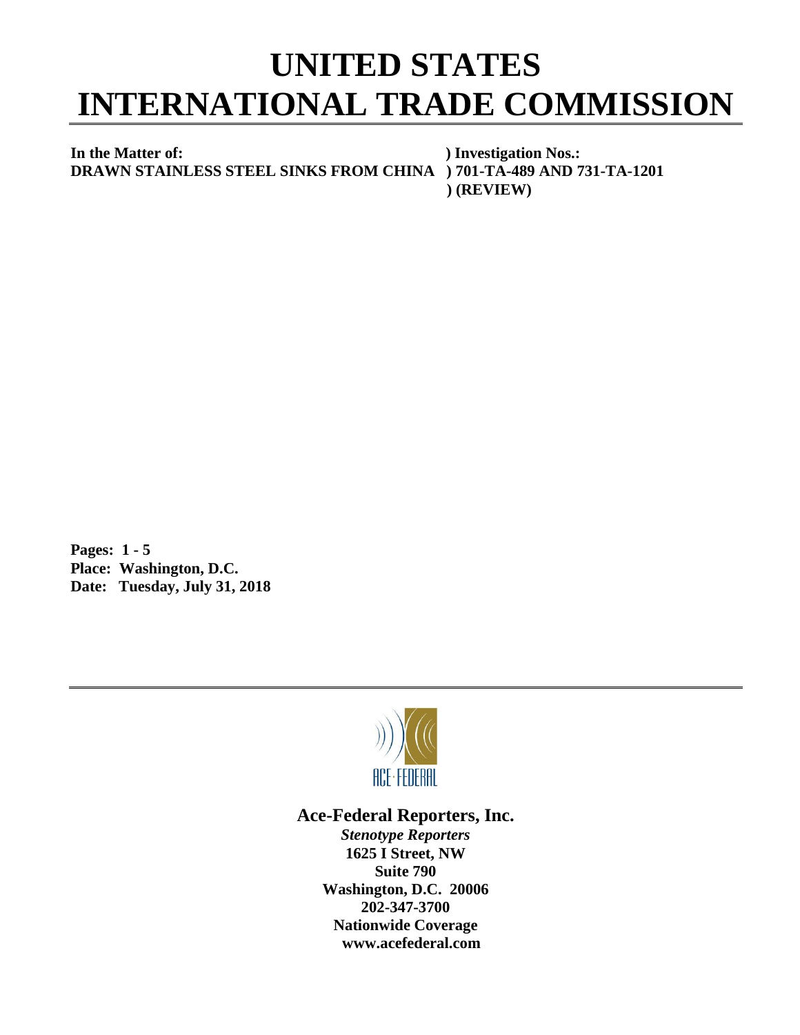# UNITED STATES INTERNATIONAL TRADE COMMISSION

| | |
|---|---|
| **In the Matter of:** | **) Investigation Nos.:** |
| **DRAWN STAINLESS STEEL SINKS FROM CHINA** | **) 701-TA-489 AND 731-TA-1201** |
| | **) (REVIEW)** |

**Pages: 1 - 5**
**Place: Washington, D.C.**
**Date: Tuesday, July 31, 2018**

ACE·FEDERAL

**Ace-Federal Reporters, Inc.**
***Stenotype Reporters***
**1625 I Street, NW**
**Suite 790**
**Washington, D.C. 20006**
**202-347-3700**
**Nationwide Coverage**
**www.acefederal.com**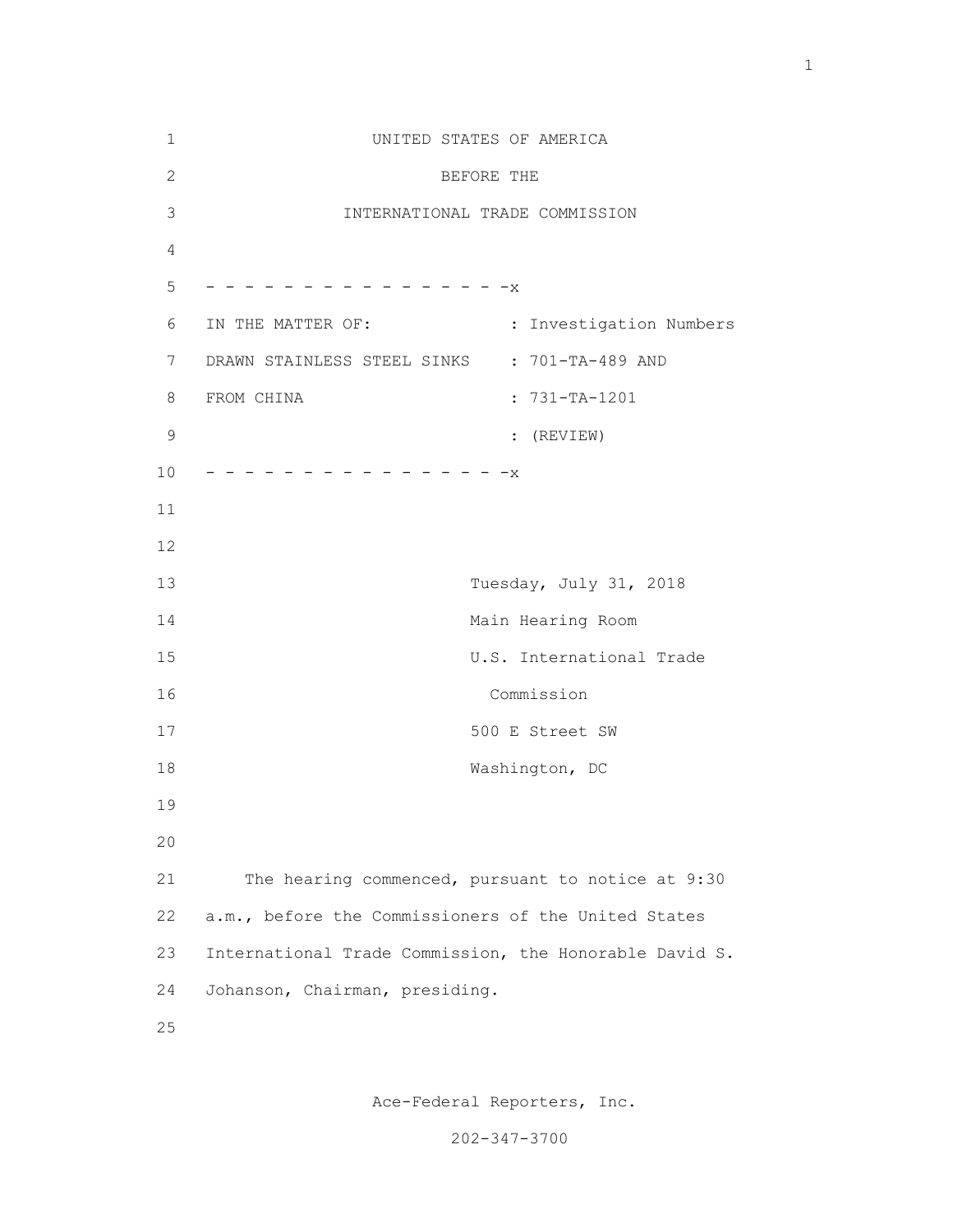UNITED STATES OF AMERICA

BEFORE THE

INTERNATIONAL TRADE COMMISSION

- - - - - - - - - - - - - - - - -x

IN THE MATTER OF: : Investigation Numbers

DRAWN STAINLESS STEEL SINKS : 701-TA-489 AND

FROM CHINA : 731-TA-1201

: (REVIEW)

- - - - - - - - - - - - - - - - -x

Tuesday, July 31, 2018

Main Hearing Room

U.S. International Trade Commission

500 E Street SW

Washington, DC

The hearing commenced, pursuant to notice at 9:30 a.m., before the Commissioners of the United States International Trade Commission, the Honorable David S. Johanson, Chairman, presiding.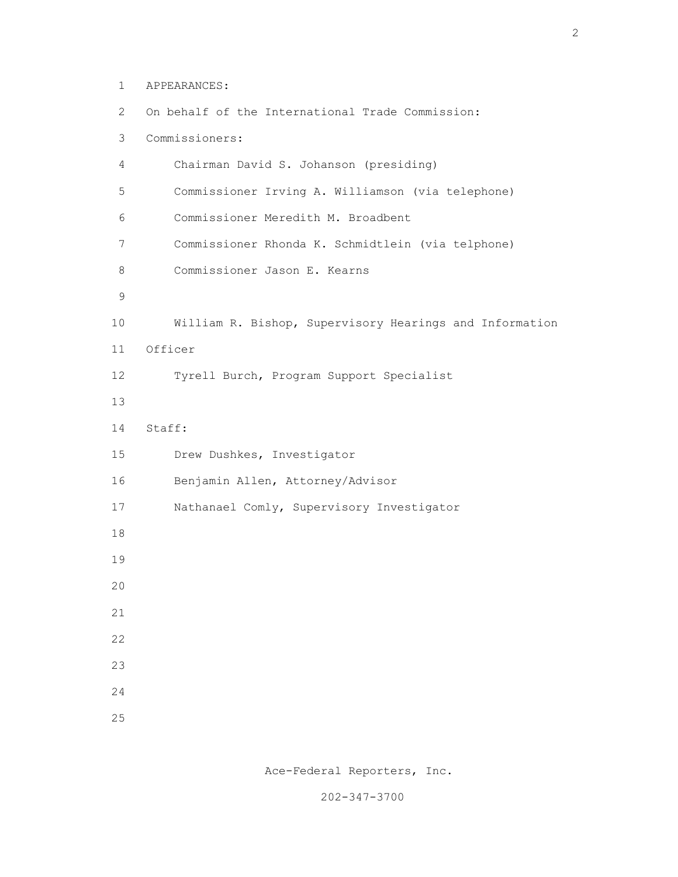APPEARANCES:

On behalf of the International Trade Commission:

Commissioners:

Chairman David S. Johanson (presiding)

Commissioner Irving A. Williamson (via telephone)

Commissioner Meredith M. Broadbent

Commissioner Rhonda K. Schmidtlein (via telphone)

Commissioner Jason E. Kearns

William R. Bishop, Supervisory Hearings and Information Officer

Tyrell Burch, Program Support Specialist

Staff:

Drew Dushkes, Investigator

Benjamin Allen, Attorney/Advisor

Nathanael Comly, Supervisory Investigator

Ace-Federal Reporters, Inc.

202-347-3700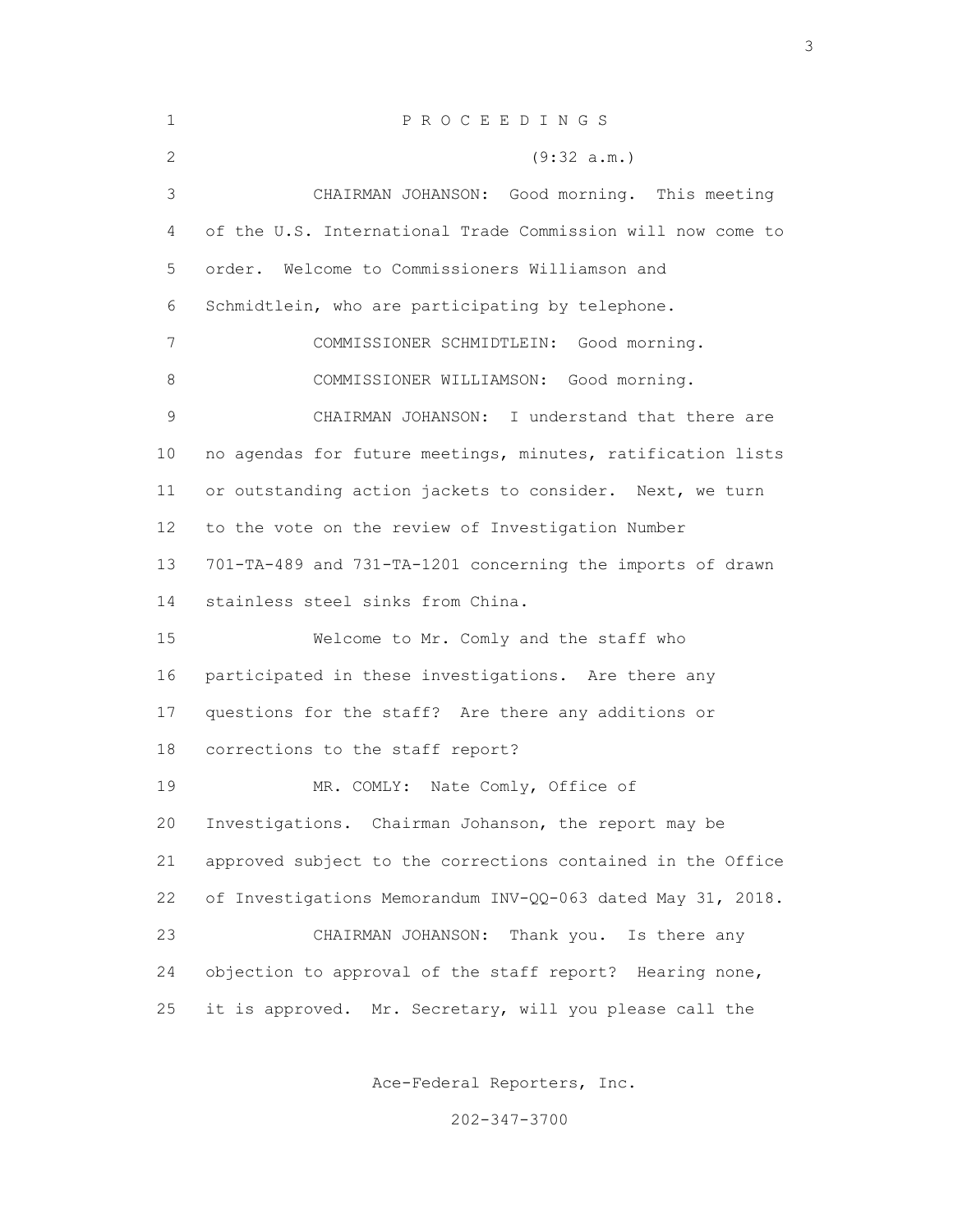P R O C E E D I N G S

(9:32 a.m.)

CHAIRMAN JOHANSON: Good morning. This meeting of the U.S. International Trade Commission will now come to order. Welcome to Commissioners Williamson and Schmidtlein, who are participating by telephone.

COMMISSIONER SCHMIDTLEIN: Good morning.

COMMISSIONER WILLIAMSON: Good morning.

CHAIRMAN JOHANSON: I understand that there are no agendas for future meetings, minutes, ratification lists or outstanding action jackets to consider. Next, we turn to the vote on the review of Investigation Number 701-TA-489 and 731-TA-1201 concerning the imports of drawn stainless steel sinks from China.

Welcome to Mr. Comly and the staff who participated in these investigations. Are there any questions for the staff? Are there any additions or corrections to the staff report?

MR. COMLY: Nate Comly, Office of Investigations. Chairman Johanson, the report may be approved subject to the corrections contained in the Office of Investigations Memorandum INV-QQ-063 dated May 31, 2018.

CHAIRMAN JOHANSON: Thank you. Is there any objection to approval of the staff report? Hearing none, it is approved. Mr. Secretary, will you please call the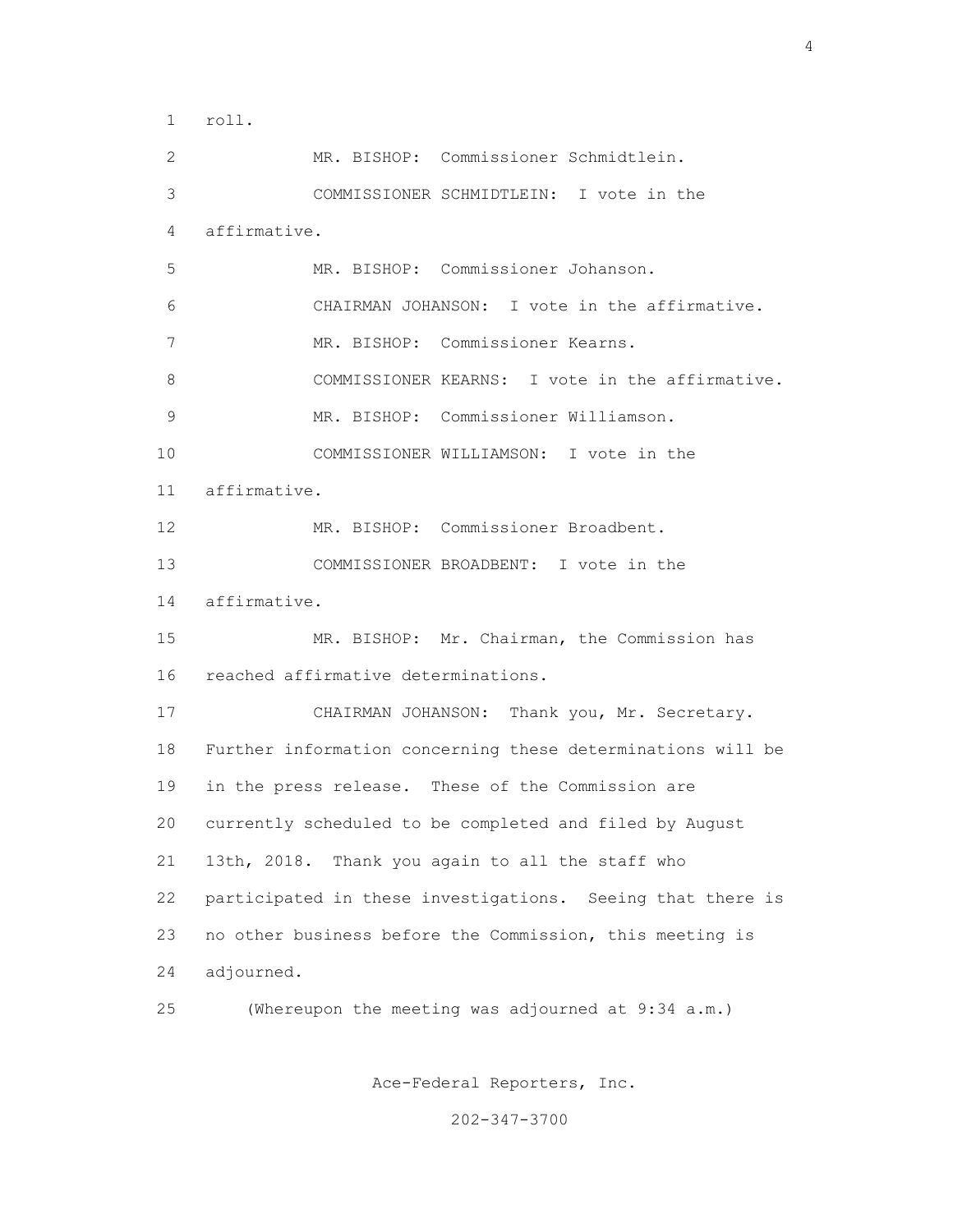roll.

MR. BISHOP: Commissioner Schmidtlein.

COMMISSIONER SCHMIDTLEIN: I vote in the affirmative.

MR. BISHOP: Commissioner Johanson.

CHAIRMAN JOHANSON: I vote in the affirmative.

MR. BISHOP: Commissioner Kearns.

COMMISSIONER KEARNS: I vote in the affirmative.

MR. BISHOP: Commissioner Williamson.

COMMISSIONER WILLIAMSON: I vote in the affirmative.

MR. BISHOP: Commissioner Broadbent.

COMMISSIONER BROADBENT: I vote in the affirmative.

MR. BISHOP: Mr. Chairman, the Commission has reached affirmative determinations.

CHAIRMAN JOHANSON: Thank you, Mr. Secretary. Further information concerning these determinations will be in the press release. These of the Commission are currently scheduled to be completed and filed by August 13th, 2018. Thank you again to all the staff who participated in these investigations. Seeing that there is no other business before the Commission, this meeting is adjourned.

(Whereupon the meeting was adjourned at 9:34 a.m.)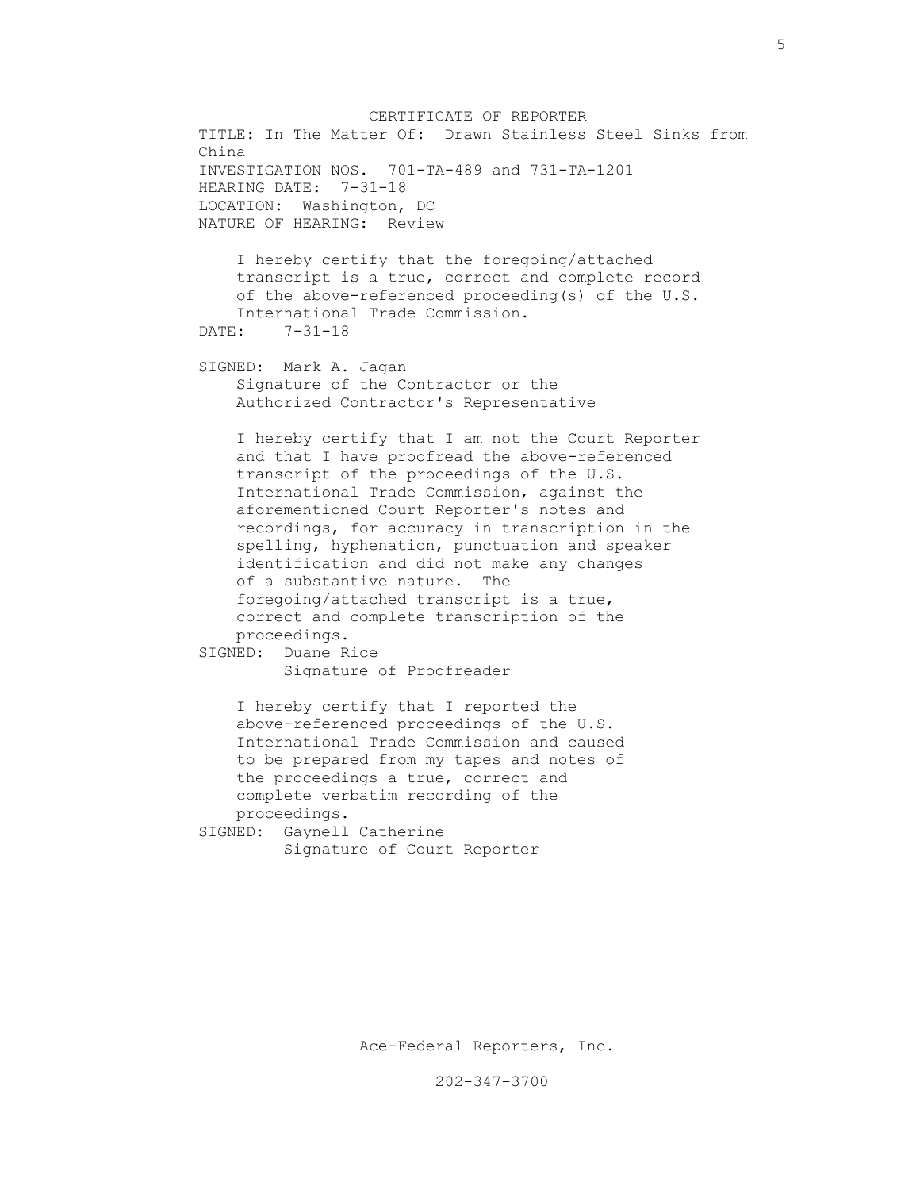# CERTIFICATE OF REPORTER

TITLE: In The Matter Of: Drawn Stainless Steel Sinks from China

INVESTIGATION NOS. 701-TA-489 and 731-TA-1201

HEARING DATE: 7-31-18

LOCATION: Washington, DC

NATURE OF HEARING: Review

I hereby certify that the foregoing/attached transcript is a true, correct and complete record of the above-referenced proceeding(s) of the U.S. International Trade Commission.

DATE: 7-31-18

SIGNED: Mark A. Jagan
Signature of the Contractor or the Authorized Contractor's Representative

I hereby certify that I am not the Court Reporter and that I have proofread the above-referenced transcript of the proceedings of the U.S. International Trade Commission, against the aforementioned Court Reporter's notes and recordings, for accuracy in transcription in the spelling, hyphenation, punctuation and speaker identification and did not make any changes of a substantive nature. The foregoing/attached transcript is a true, correct and complete transcription of the proceedings.

SIGNED: Duane Rice
Signature of Proofreader

I hereby certify that I reported the above-referenced proceedings of the U.S. International Trade Commission and caused to be prepared from my tapes and notes of the proceedings a true, correct and complete verbatim recording of the proceedings.

SIGNED: Gaynell Catherine
Signature of Court Reporter